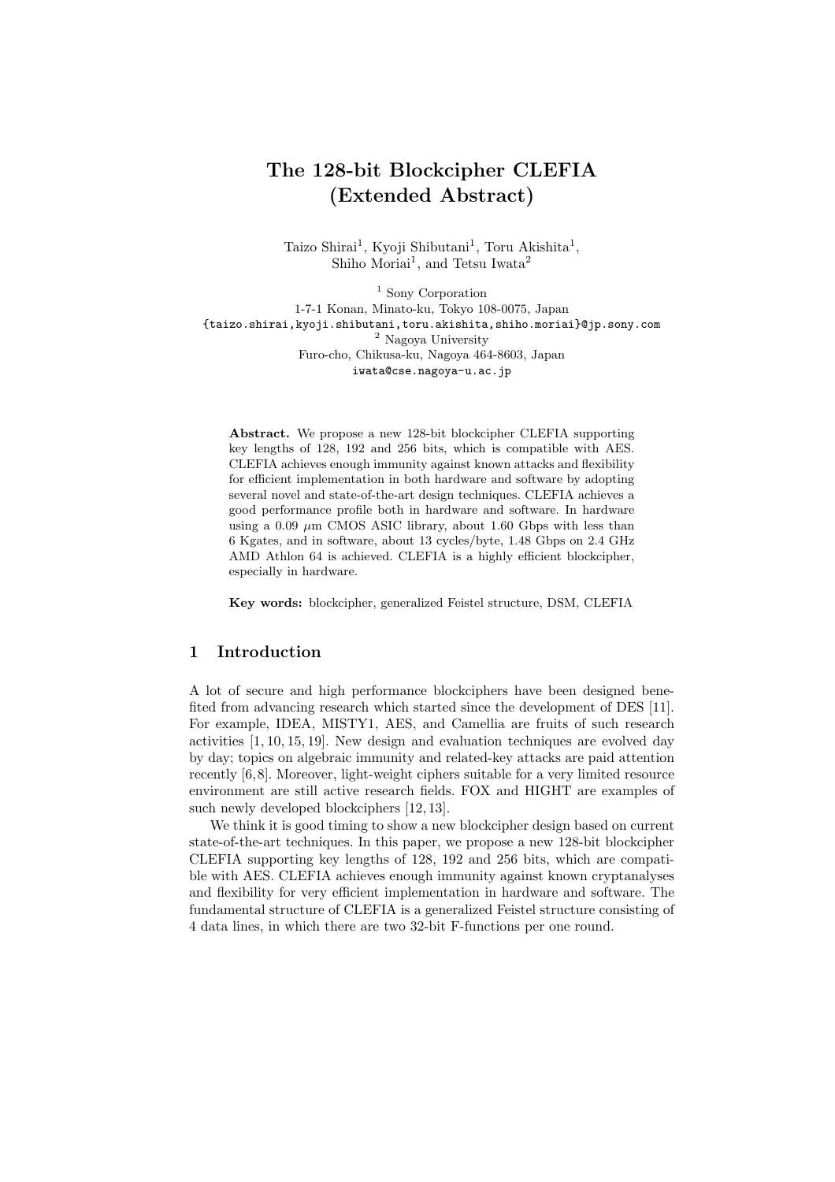# The 128-bit Blockcipher CLEFIA (Extended Abstract)

Taizo Shirai[1], Kyoji Shibutani[1], Toru Akishita[1], Shiho Moriai[1], and Tetsu Iwata[2]

[1] Sony Corporation
1-7-1 Konan, Minato-ku, Tokyo 108-0075, Japan
{taizo.shirai,kyoji.shibutani,toru.akishita,shiho.moriai}@jp.sony.com

[2] Nagoya University
Furo-cho, Chikusa-ku, Nagoya 464-8603, Japan
iwata@cse.nagoya-u.ac.jp

**Abstract.** We propose a new 128-bit blockcipher CLEFIA supporting key lengths of 128, 192 and 256 bits, which is compatible with AES. CLEFIA achieves enough immunity against known attacks and flexibility for efficient implementation in both hardware and software by adopting several novel and state-of-the-art design techniques. CLEFIA achieves a good performance profile both in hardware and software. In hardware using a 0.09 $\mu$m CMOS ASIC library, about 1.60 Gbps with less than 6 Kgates, and in software, about 13 cycles/byte, 1.48 Gbps on 2.4 GHz AMD Athlon 64 is achieved. CLEFIA is a highly efficient blockcipher, especially in hardware.

**Key words:** blockcipher, generalized Feistel structure, DSM, CLEFIA

## 1 Introduction

A lot of secure and high performance blockciphers have been designed benefited from advancing research which started since the development of DES [11]. For example, IDEA, MISTY1, AES, and Camellia are fruits of such research activities [1, 10, 15, 19]. New design and evaluation techniques are evolved day by day; topics on algebraic immunity and related-key attacks are paid attention recently [6, 8]. Moreover, light-weight ciphers suitable for a very limited resource environment are still active research fields. FOX and HIGHT are examples of such newly developed blockciphers [12, 13].

We think it is good timing to show a new blockcipher design based on current state-of-the-art techniques. In this paper, we propose a new 128-bit blockcipher CLEFIA supporting key lengths of 128, 192 and 256 bits, which are compatible with AES. CLEFIA achieves enough immunity against known cryptanalyses and flexibility for very efficient implementation in hardware and software. The fundamental structure of CLEFIA is a generalized Feistel structure consisting of 4 data lines, in which there are two 32-bit F-functions per one round.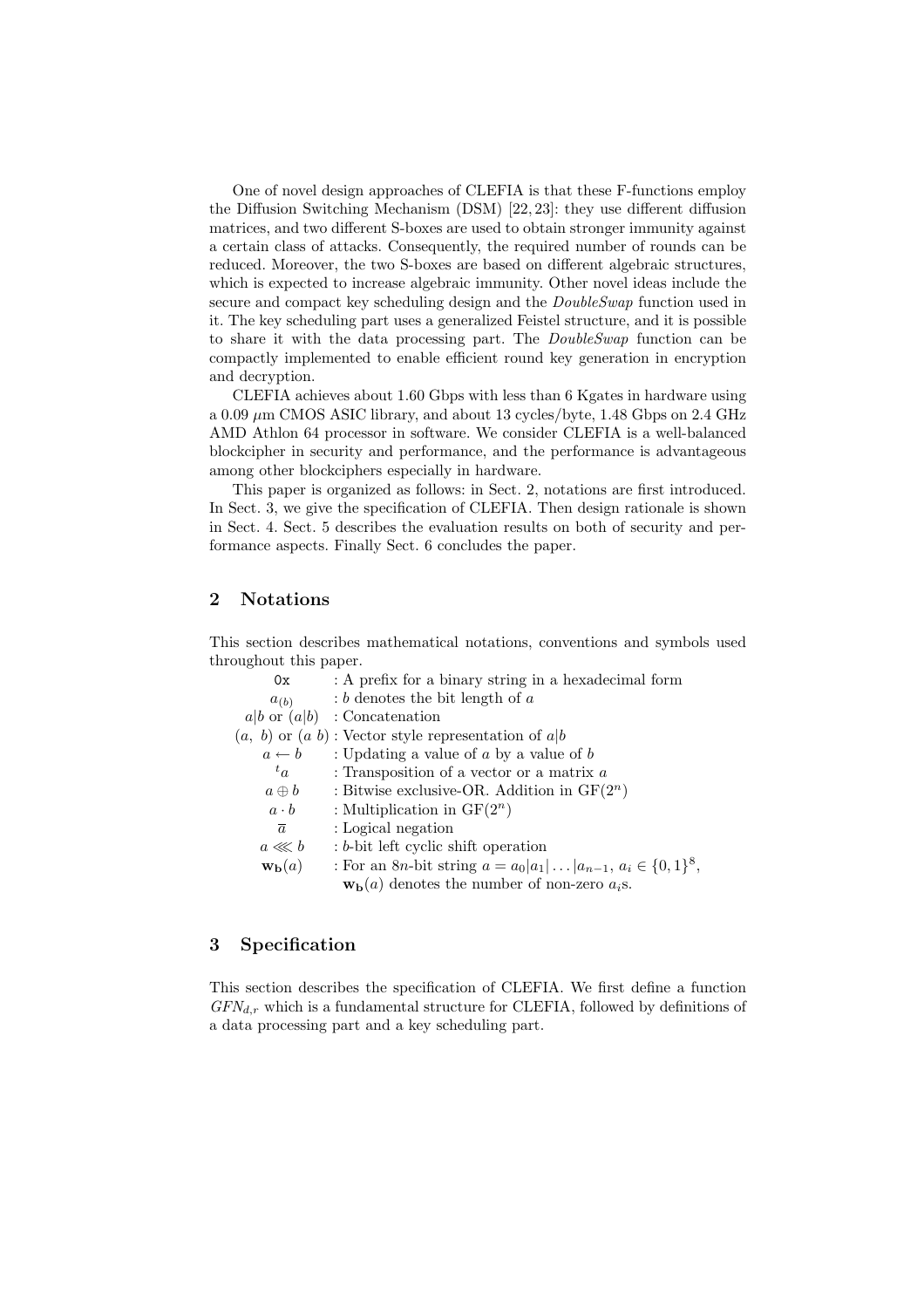One of novel design approaches of CLEFIA is that these F-functions employ the Diffusion Switching Mechanism (DSM) [22, 23]: they use different diffusion matrices, and two different S-boxes are used to obtain stronger immunity against a certain class of attacks. Consequently, the required number of rounds can be reduced. Moreover, the two S-boxes are based on different algebraic structures, which is expected to increase algebraic immunity. Other novel ideas include the secure and compact key scheduling design and the *DoubleSwap* function used in it. The key scheduling part uses a generalized Feistel structure, and it is possible to share it with the data processing part. The *DoubleSwap* function can be compactly implemented to enable efficient round key generation in encryption and decryption.

CLEFIA achieves about 1.60 Gbps with less than 6 Kgates in hardware using a 0.09 $\mu$m CMOS ASIC library, and about 13 cycles/byte, 1.48 Gbps on 2.4 GHz AMD Athlon 64 processor in software. We consider CLEFIA is a well-balanced blockcipher in security and performance, and the performance is advantageous among other blockciphers especially in hardware.

This paper is organized as follows: in Sect. 2, notations are first introduced. In Sect. 3, we give the specification of CLEFIA. Then design rationale is shown in Sect. 4. Sect. 5 describes the evaluation results on both of security and performance aspects. Finally Sect. 6 concludes the paper.

## 2 Notations

This section describes mathematical notations, conventions and symbols used throughout this paper.

| | |
|---|---|
| `0x` | : A prefix for a binary string in a hexadecimal form |
| $a_{(b)}$ | : $b$ denotes the bit length of $a$ |
| $a\|b$ or $(a\|b)$ | : Concatenation |
| $(a,\ b)$ or $(a\ b)$ | : Vector style representation of $a\|b$ |
| $a \leftarrow b$ | : Updating a value of $a$ by a value of $b$ |
| ${}^{t}a$ | : Transposition of a vector or a matrix $a$ |
| $a \oplus b$ | : Bitwise exclusive-OR. Addition in $\mathrm{GF}(2^n)$ |
| $a \cdot b$ | : Multiplication in $\mathrm{GF}(2^n)$ |
| $\overline{a}$ | : Logical negation |
| $a \lll b$ | : $b$-bit left cyclic shift operation |
| $\mathbf{w_b}(a)$ | : For an $8n$-bit string $a = a_0\|a_1\|\ldots\|a_{n-1}$, $a_i \in \{0,1\}^8$, $\mathbf{w_b}(a)$ denotes the number of non-zero $a_i$s. |

## 3 Specification

This section describes the specification of CLEFIA. We first define a function $GFN_{d,r}$ which is a fundamental structure for CLEFIA, followed by definitions of a data processing part and a key scheduling part.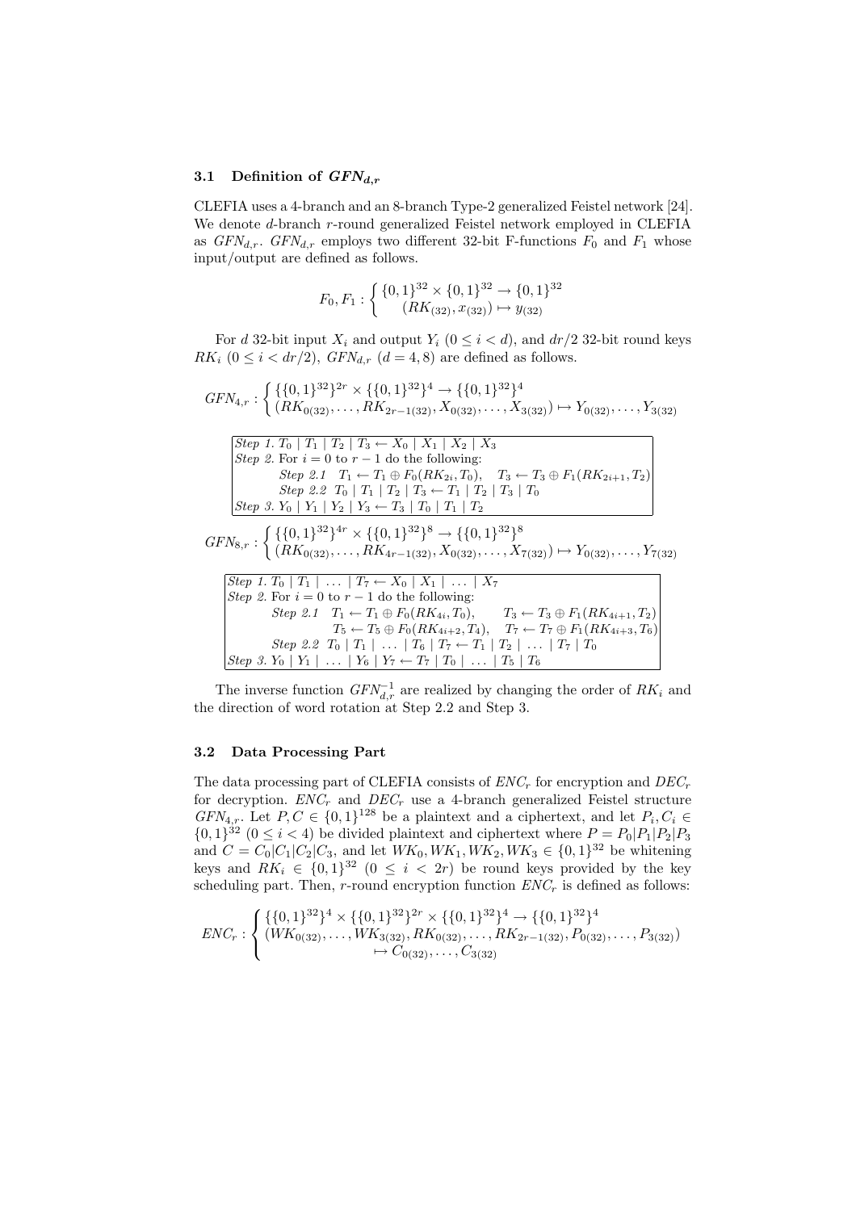### 3.1 Definition of $GFN_{d,r}$

CLEFIA uses a 4-branch and an 8-branch Type-2 generalized Feistel network [24]. We denote $d$-branch $r$-round generalized Feistel network employed in CLEFIA as $GFN_{d,r}$. $GFN_{d,r}$ employs two different 32-bit F-functions $F_0$ and $F_1$ whose input/output are defined as follows.

$$F_0, F_1 : \begin{cases} \{0,1\}^{32} \times \{0,1\}^{32} \rightarrow \{0,1\}^{32} \\ (RK_{(32)}, x_{(32)}) \mapsto y_{(32)} \end{cases}$$

For $d$ 32-bit input $X_i$ and output $Y_i$ $(0 \le i < d)$, and $dr/2$ 32-bit round keys $RK_i$ $(0 \le i < dr/2)$, $GFN_{d,r}$ $(d = 4, 8)$ are defined as follows.

$$GFN_{4,r} : \begin{cases} \{\{0,1\}^{32}\}^{2r} \times \{\{0,1\}^{32}\}^4 \rightarrow \{\{0,1\}^{32}\}^4 \\ (RK_{0(32)}, \ldots, RK_{2r-1(32)}, X_{0(32)}, \ldots, X_{3(32)}) \mapsto Y_{0(32)}, \ldots, Y_{3(32)} \end{cases}$$

*Step 1.* $T_0 \mid T_1 \mid T_2 \mid T_3 \leftarrow X_0 \mid X_1 \mid X_2 \mid X_3$
*Step 2.* For $i = 0$ to $r - 1$ do the following:
  *Step 2.1* $T_1 \leftarrow T_1 \oplus F_0(RK_{2i}, T_0)$, $T_3 \leftarrow T_3 \oplus F_1(RK_{2i+1}, T_2)$
  *Step 2.2* $T_0 \mid T_1 \mid T_2 \mid T_3 \leftarrow T_1 \mid T_2 \mid T_3 \mid T_0$
*Step 3.* $Y_0 \mid Y_1 \mid Y_2 \mid Y_3 \leftarrow T_3 \mid T_0 \mid T_1 \mid T_2$

$$GFN_{8,r} : \begin{cases} \{\{0,1\}^{32}\}^{4r} \times \{\{0,1\}^{32}\}^8 \rightarrow \{\{0,1\}^{32}\}^8 \\ (RK_{0(32)}, \ldots, RK_{4r-1(32)}, X_{0(32)}, \ldots, X_{7(32)}) \mapsto Y_{0(32)}, \ldots, Y_{7(32)} \end{cases}$$

*Step 1.* $T_0 \mid T_1 \mid \ldots \mid T_7 \leftarrow X_0 \mid X_1 \mid \ldots \mid X_7$
*Step 2.* For $i = 0$ to $r - 1$ do the following:
  *Step 2.1* $T_1 \leftarrow T_1 \oplus F_0(RK_{4i}, T_0)$, $T_3 \leftarrow T_3 \oplus F_1(RK_{4i+1}, T_2)$
  $T_5 \leftarrow T_5 \oplus F_0(RK_{4i+2}, T_4)$, $T_7 \leftarrow T_7 \oplus F_1(RK_{4i+3}, T_6)$
  *Step 2.2* $T_0 \mid T_1 \mid \ldots \mid T_6 \mid T_7 \leftarrow T_1 \mid T_2 \mid \ldots \mid T_7 \mid T_0$
*Step 3.* $Y_0 \mid Y_1 \mid \ldots \mid Y_6 \mid Y_7 \leftarrow T_7 \mid T_0 \mid \ldots \mid T_5 \mid T_6$

The inverse function $GFN_{d,r}^{-1}$ are realized by changing the order of $RK_i$ and the direction of word rotation at Step 2.2 and Step 3.

### 3.2 Data Processing Part

The data processing part of CLEFIA consists of $ENC_r$ for encryption and $DEC_r$ for decryption. $ENC_r$ and $DEC_r$ use a 4-branch generalized Feistel structure $GFN_{4,r}$. Let $P, C \in \{0,1\}^{128}$ be a plaintext and a ciphertext, and let $P_i, C_i \in \{0,1\}^{32}$ $(0 \le i < 4)$ be divided plaintext and ciphertext where $P = P_0|P_1|P_2|P_3$ and $C = C_0|C_1|C_2|C_3$, and let $WK_0, WK_1, WK_2, WK_3 \in \{0,1\}^{32}$ be whitening keys and $RK_i \in \{0,1\}^{32}$ $(0 \le i < 2r)$ be round keys provided by the key scheduling part. Then, $r$-round encryption function $ENC_r$ is defined as follows:

$$ENC_r : \begin{cases} \{\{0,1\}^{32}\}^4 \times \{\{0,1\}^{32}\}^{2r} \times \{\{0,1\}^{32}\}^4 \rightarrow \{\{0,1\}^{32}\}^4 \\ (WK_{0(32)}, \ldots, WK_{3(32)}, RK_{0(32)}, \ldots, RK_{2r-1(32)}, P_{0(32)}, \ldots, P_{3(32)}) \\ \qquad \mapsto C_{0(32)}, \ldots, C_{3(32)} \end{cases}$$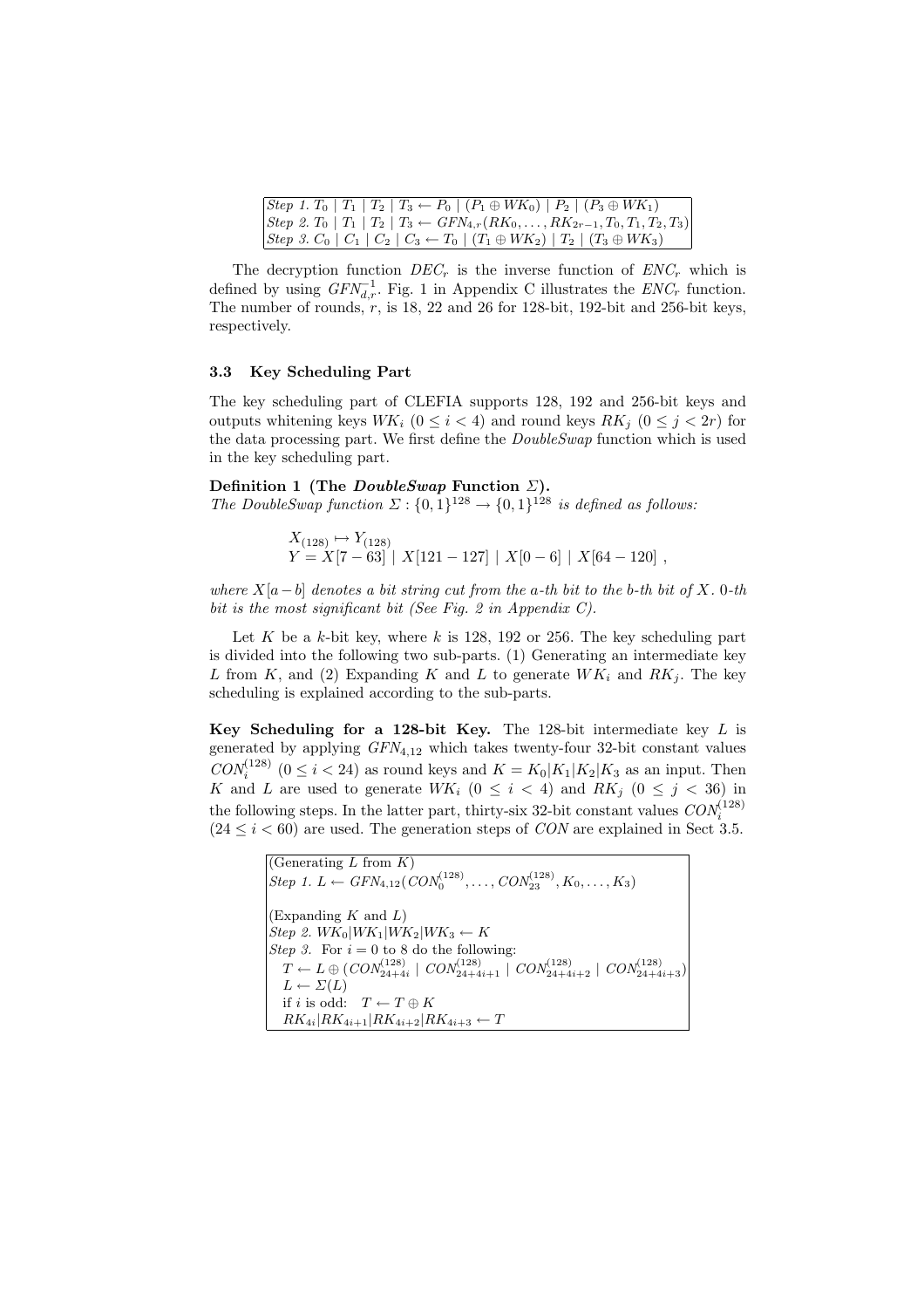| |
|---|
| *Step 1.* $T_0 \mid T_1 \mid T_2 \mid T_3 \leftarrow P_0 \mid (P_1 \oplus WK_0) \mid P_2 \mid (P_3 \oplus WK_1)$ |
| *Step 2.* $T_0 \mid T_1 \mid T_2 \mid T_3 \leftarrow GFN_{4,r}(RK_0, \ldots, RK_{2r-1}, T_0, T_1, T_2, T_3)$ |
| *Step 3.* $C_0 \mid C_1 \mid C_2 \mid C_3 \leftarrow T_0 \mid (T_1 \oplus WK_2) \mid T_2 \mid (T_3 \oplus WK_3)$ |

The decryption function $DEC_r$ is the inverse function of $ENC_r$ which is defined by using $GFN^{-1}_{d,r}$. Fig. 1 in Appendix C illustrates the $ENC_r$ function. The number of rounds, $r$, is 18, 22 and 26 for 128-bit, 192-bit and 256-bit keys, respectively.

### 3.3 Key Scheduling Part

The key scheduling part of CLEFIA supports 128, 192 and 256-bit keys and outputs whitening keys $WK_i$ $(0 \leq i < 4)$ and round keys $RK_j$ $(0 \leq j < 2r)$ for the data processing part. We first define the *DoubleSwap* function which is used in the key scheduling part.

**Definition 1 (The *DoubleSwap* Function $\Sigma$).**
*The DoubleSwap function $\Sigma : \{0,1\}^{128} \rightarrow \{0,1\}^{128}$ is defined as follows:*

$$X_{(128)} \mapsto Y_{(128)}$$
$$Y = X[7-63] \mid X[121-127] \mid X[0-6] \mid X[64-120] \ ,$$

*where $X[a-b]$ denotes a bit string cut from the a-th bit to the b-th bit of $X$. 0-th bit is the most significant bit (See Fig. 2 in Appendix C).*

Let $K$ be a $k$-bit key, where $k$ is 128, 192 or 256. The key scheduling part is divided into the following two sub-parts. (1) Generating an intermediate key $L$ from $K$, and (2) Expanding $K$ and $L$ to generate $WK_i$ and $RK_j$. The key scheduling is explained according to the sub-parts.

**Key Scheduling for a 128-bit Key.** The 128-bit intermediate key $L$ is generated by applying $GFN_{4,12}$ which takes twenty-four 32-bit constant values $CON^{(128)}_i$ $(0 \leq i < 24)$ as round keys and $K = K_0|K_1|K_2|K_3$ as an input. Then $K$ and $L$ are used to generate $WK_i$ $(0 \leq i < 4)$ and $RK_j$ $(0 \leq j < 36)$ in the following steps. In the latter part, thirty-six 32-bit constant values $CON^{(128)}_i$ $(24 \leq i < 60)$ are used. The generation steps of $CON$ are explained in Sect 3.5.

```
(Generating L from K)
Step 1. L ← GFN_{4,12}(CON^{(128)}_0, ..., CON^{(128)}_23, K_0, ..., K_3)

(Expanding K and L)
Step 2. WK_0|WK_1|WK_2|WK_3 ← K
Step 3. For i = 0 to 8 do the following:
   T ← L ⊕ (CON^{(128)}_{24+4i} | CON^{(128)}_{24+4i+1} | CON^{(128)}_{24+4i+2} | CON^{(128)}_{24+4i+3})
   L ← Σ(L)
   if i is odd:  T ← T ⊕ K
   RK_{4i}|RK_{4i+1}|RK_{4i+2}|RK_{4i+3} ← T
```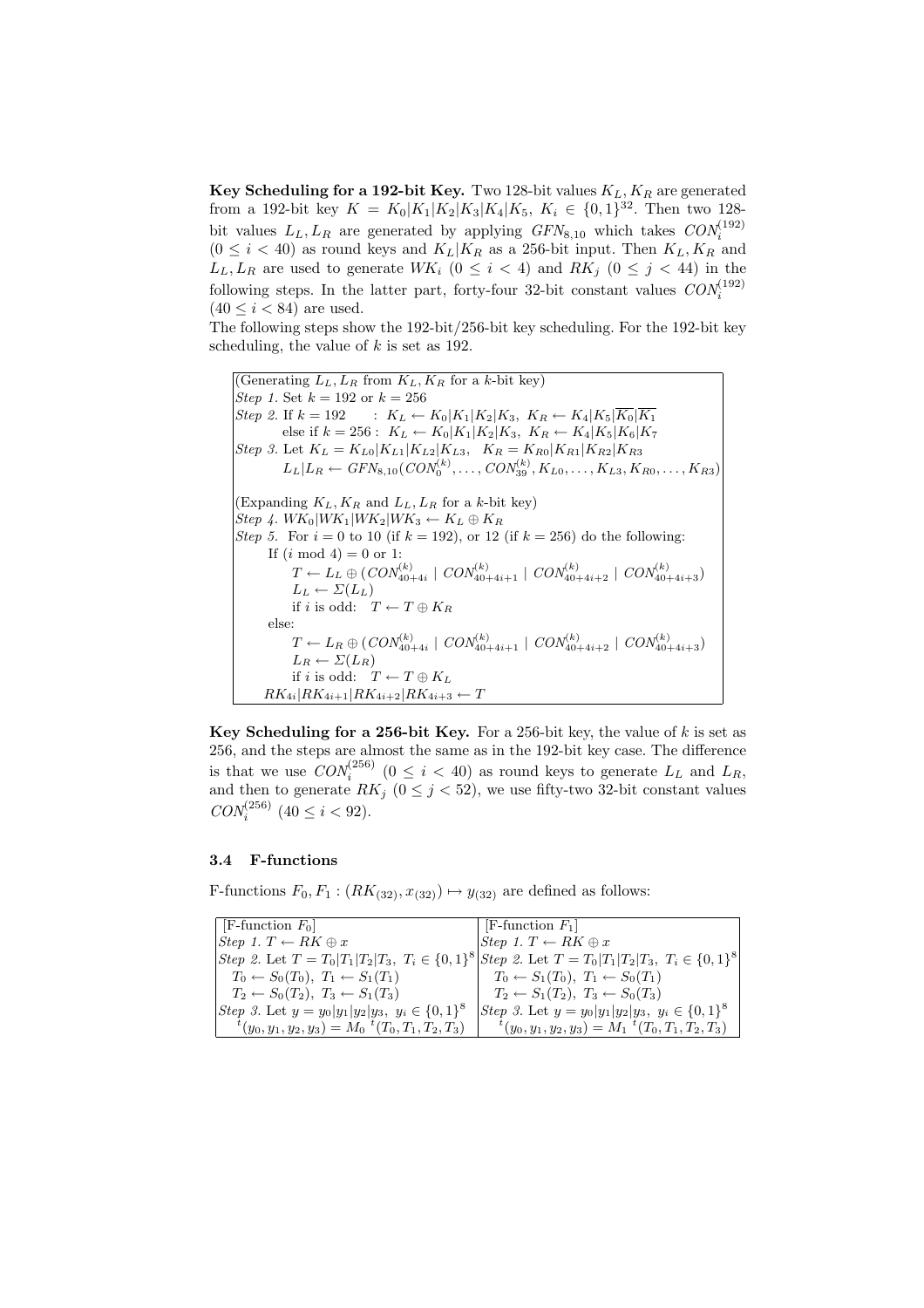**Key Scheduling for a 192-bit Key.** Two 128-bit values $K_L, K_R$ are generated from a 192-bit key $K = K_0|K_1|K_2|K_3|K_4|K_5$, $K_i \in \{0,1\}^{32}$. Then two 128-bit values $L_L, L_R$ are generated by applying $GFN_{8,10}$ which takes $CON_i^{(192)}$ $(0 \le i < 40)$ as round keys and $K_L|K_R$ as a 256-bit input. Then $K_L, K_R$ and $L_L, L_R$ are used to generate $WK_i$ $(0 \le i < 4)$ and $RK_j$ $(0 \le j < 44)$ in the following steps. In the latter part, forty-four 32-bit constant values $CON_i^{(192)}$ $(40 \le i < 84)$ are used.

The following steps show the 192-bit/256-bit key scheduling. For the 192-bit key scheduling, the value of $k$ is set as 192.

(Generating $L_L, L_R$ from $K_L, K_R$ for a $k$-bit key)

*Step 1.* Set $k = 192$ or $k = 256$

*Step 2.* If $k = 192$ : $K_L \leftarrow K_0|K_1|K_2|K_3,\ K_R \leftarrow K_4|K_5|\overline{K_0}|\overline{K_1}$

else if $k = 256$ : $K_L \leftarrow K_0|K_1|K_2|K_3,\ K_R \leftarrow K_4|K_5|K_6|K_7$

*Step 3.* Let $K_L = K_{L0}|K_{L1}|K_{L2}|K_{L3},\quad K_R = K_{R0}|K_{R1}|K_{R2}|K_{R3}$

$L_L|L_R \leftarrow GFN_{8,10}(CON_0^{(k)}, \ldots, CON_{39}^{(k)}, K_{L0}, \ldots, K_{L3}, K_{R0}, \ldots, K_{R3})$

(Expanding $K_L, K_R$ and $L_L, L_R$ for a $k$-bit key)

*Step 4.* $WK_0|WK_1|WK_2|WK_3 \leftarrow K_L \oplus K_R$

*Step 5.* For $i = 0$ to 10 (if $k = 192$), or 12 (if $k = 256$) do the following:

- If $(i \bmod 4) = 0$ or 1:
  - $T \leftarrow L_L \oplus (CON_{40+4i}^{(k)} \mid CON_{40+4i+1}^{(k)} \mid CON_{40+4i+2}^{(k)} \mid CON_{40+4i+3}^{(k)})$
  - $L_L \leftarrow \Sigma(L_L)$
  - if $i$ is odd: $T \leftarrow T \oplus K_R$
- else:
  - $T \leftarrow L_R \oplus (CON_{40+4i}^{(k)} \mid CON_{40+4i+1}^{(k)} \mid CON_{40+4i+2}^{(k)} \mid CON_{40+4i+3}^{(k)})$
  - $L_R \leftarrow \Sigma(L_R)$
  - if $i$ is odd: $T \leftarrow T \oplus K_L$
- $RK_{4i}|RK_{4i+1}|RK_{4i+2}|RK_{4i+3} \leftarrow T$

**Key Scheduling for a 256-bit Key.** For a 256-bit key, the value of $k$ is set as 256, and the steps are almost the same as in the 192-bit key case. The difference is that we use $CON_i^{(256)}$ $(0 \le i < 40)$ as round keys to generate $L_L$ and $L_R$, and then to generate $RK_j$ $(0 \le j < 52)$, we use fifty-two 32-bit constant values $CON_i^{(256)}$ $(40 \le i < 92)$.

### 3.4 F-functions

F-functions $F_0, F_1 : (RK_{(32)}, x_{(32)}) \mapsto y_{(32)}$ are defined as follows:

| [F-function $F_0$] | [F-function $F_1$] |
|---|---|
| *Step 1.* $T \leftarrow RK \oplus x$ | *Step 1.* $T \leftarrow RK \oplus x$ |
| *Step 2.* Let $T = T_0\|T_1\|T_2\|T_3,\ T_i \in \{0,1\}^8$ | *Step 2.* Let $T = T_0\|T_1\|T_2\|T_3,\ T_i \in \{0,1\}^8$ |
| $T_0 \leftarrow S_0(T_0),\ T_1 \leftarrow S_1(T_1)$ | $T_0 \leftarrow S_1(T_0),\ T_1 \leftarrow S_0(T_1)$ |
| $T_2 \leftarrow S_0(T_2),\ T_3 \leftarrow S_1(T_3)$ | $T_2 \leftarrow S_1(T_2),\ T_3 \leftarrow S_0(T_3)$ |
| *Step 3.* Let $y = y_0\|y_1\|y_2\|y_3,\ y_i \in \{0,1\}^8$ | *Step 3.* Let $y = y_0\|y_1\|y_2\|y_3,\ y_i \in \{0,1\}^8$ |
| ${}^t(y_0, y_1, y_2, y_3) = M_0\ {}^t(T_0, T_1, T_2, T_3)$ | ${}^t(y_0, y_1, y_2, y_3) = M_1\ {}^t(T_0, T_1, T_2, T_3)$ |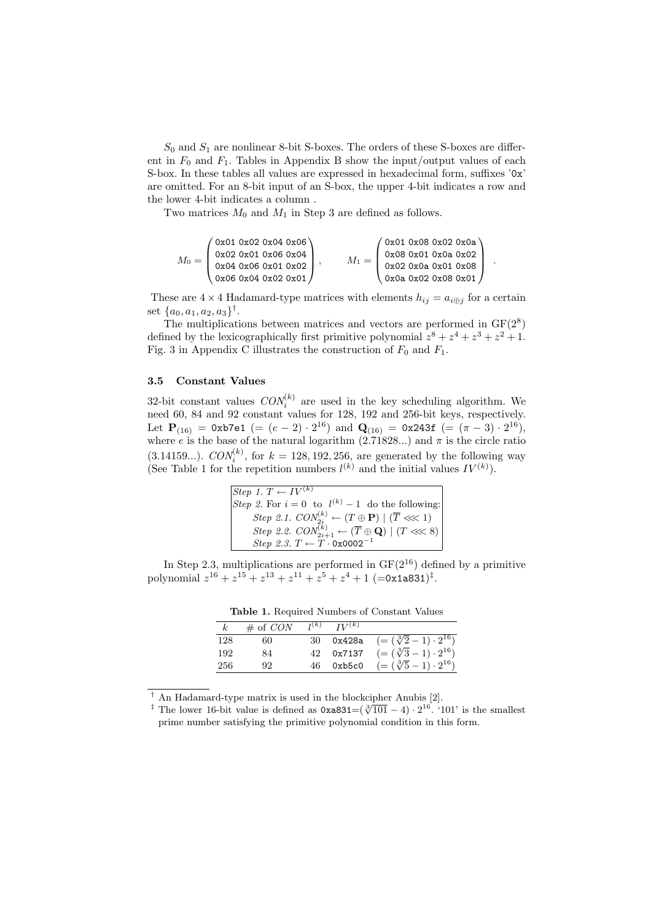$S_0$ and $S_1$ are nonlinear 8-bit S-boxes. The orders of these S-boxes are different in $F_0$ and $F_1$. Tables in Appendix B show the input/output values of each S-box. In these tables all values are expressed in hexadecimal form, suffixes '0x' are omitted. For an 8-bit input of an S-box, the upper 4-bit indicates a row and the lower 4-bit indicates a column .

Two matrices $M_0$ and $M_1$ in Step 3 are defined as follows.

$$M_0 = \begin{pmatrix} \texttt{0x01} & \texttt{0x02} & \texttt{0x04} & \texttt{0x06} \\ \texttt{0x02} & \texttt{0x01} & \texttt{0x06} & \texttt{0x04} \\ \texttt{0x04} & \texttt{0x06} & \texttt{0x01} & \texttt{0x02} \\ \texttt{0x06} & \texttt{0x04} & \texttt{0x02} & \texttt{0x01} \end{pmatrix}, \qquad M_1 = \begin{pmatrix} \texttt{0x01} & \texttt{0x08} & \texttt{0x02} & \texttt{0x0a} \\ \texttt{0x08} & \texttt{0x01} & \texttt{0x0a} & \texttt{0x02} \\ \texttt{0x02} & \texttt{0x0a} & \texttt{0x01} & \texttt{0x08} \\ \texttt{0x0a} & \texttt{0x02} & \texttt{0x08} & \texttt{0x01} \end{pmatrix}.$$

These are $4 \times 4$ Hadamard-type matrices with elements $h_{ij} = a_{i \oplus j}$ for a certain set $\{a_0, a_1, a_2, a_3\}$[†].

The multiplications between matrices and vectors are performed in $\mathrm{GF}(2^8)$ defined by the lexicographically first primitive polynomial $z^8 + z^4 + z^3 + z^2 + 1$. Fig. 3 in Appendix C illustrates the construction of $F_0$ and $F_1$.

### 3.5 Constant Values

32-bit constant values $CON_i^{(k)}$ are used in the key scheduling algorithm. We need 60, 84 and 92 constant values for 128, 192 and 256-bit keys, respectively. Let $\mathbf{P}_{(16)}$ = 0xb7e1 $(= (e-2) \cdot 2^{16})$ and $\mathbf{Q}_{(16)}$ = 0x243f $(= (\pi - 3) \cdot 2^{16})$, where $e$ is the base of the natural logarithm (2.71828...) and $\pi$ is the circle ratio (3.14159...). $CON_i^{(k)}$, for $k = 128, 192, 256$, are generated by the following way (See Table 1 for the repetition numbers $l^{(k)}$ and the initial values $IV^{(k)}$).

*Step 1.* $T \leftarrow IV^{(k)}$
*Step 2.* For $i = 0$ to $l^{(k)} - 1$ do the following:
  *Step 2.1.* $CON_{2i}^{(k)} \leftarrow (T \oplus \mathbf{P}) \mid (\overline{T} \lll 1)$
  *Step 2.2.* $CON_{2i+1}^{(k)} \leftarrow (\overline{T} \oplus \mathbf{Q}) \mid (T \lll 8)$
  *Step 2.3.* $T \leftarrow T \cdot \texttt{0x0002}^{-1}$

In Step 2.3, multiplications are performed in $\mathrm{GF}(2^{16})$ defined by a primitive polynomial $z^{16} + z^{15} + z^{13} + z^{11} + z^5 + z^4 + 1$ (=0x1a831)[‡].

**Table 1.** Required Numbers of Constant Values

| $k$ | # of $CON$ | $l^{(k)}$ | $IV^{(k)}$ | |
|---|---|---|---|---|
| 128 | 60 | 30 | 0x428a | $(= (\sqrt[3]{2} - 1) \cdot 2^{16})$ |
| 192 | 84 | 42 | 0x7137 | $(= (\sqrt[3]{3} - 1) \cdot 2^{16})$ |
| 256 | 92 | 46 | 0xb5c0 | $(= (\sqrt[3]{5} - 1) \cdot 2^{16})$ |

---

[†] An Hadamard-type matrix is used in the blockcipher Anubis [2].

[‡] The lower 16-bit value is defined as 0xa831=$(\sqrt[3]{101} - 4) \cdot 2^{16}$. '101' is the smallest prime number satisfying the primitive polynomial condition in this form.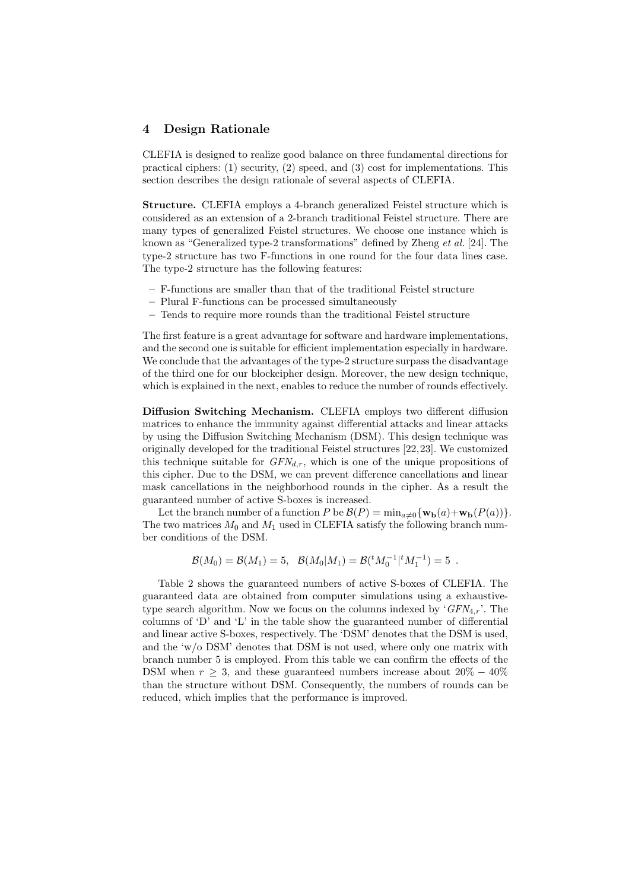## 4 Design Rationale

CLEFIA is designed to realize good balance on three fundamental directions for practical ciphers: (1) security, (2) speed, and (3) cost for implementations. This section describes the design rationale of several aspects of CLEFIA.

**Structure.** CLEFIA employs a 4-branch generalized Feistel structure which is considered as an extension of a 2-branch traditional Feistel structure. There are many types of generalized Feistel structures. We choose one instance which is known as "Generalized type-2 transformations" defined by Zheng *et al.* [24]. The type-2 structure has two F-functions in one round for the four data lines case. The type-2 structure has the following features:

- F-functions are smaller than that of the traditional Feistel structure
- Plural F-functions can be processed simultaneously
- Tends to require more rounds than the traditional Feistel structure

The first feature is a great advantage for software and hardware implementations, and the second one is suitable for efficient implementation especially in hardware. We conclude that the advantages of the type-2 structure surpass the disadvantage of the third one for our blockcipher design. Moreover, the new design technique, which is explained in the next, enables to reduce the number of rounds effectively.

**Diffusion Switching Mechanism.** CLEFIA employs two different diffusion matrices to enhance the immunity against differential attacks and linear attacks by using the Diffusion Switching Mechanism (DSM). This design technique was originally developed for the traditional Feistel structures [22,23]. We customized this technique suitable for $GFN_{d,r}$, which is one of the unique propositions of this cipher. Due to the DSM, we can prevent difference cancellations and linear mask cancellations in the neighborhood rounds in the cipher. As a result the guaranteed number of active S-boxes is increased.

Let the branch number of a function $P$ be $\mathcal{B}(P) = \min_{a \neq 0}\{\mathbf{w_b}(a) + \mathbf{w_b}(P(a))\}$. The two matrices $M_0$ and $M_1$ used in CLEFIA satisfy the following branch number conditions of the DSM.

$$\mathcal{B}(M_0) = \mathcal{B}(M_1) = 5, \quad \mathcal{B}(M_0|M_1) = \mathcal{B}({}^tM_0^{-1}|{}^tM_1^{-1}) = 5 \ .$$

Table 2 shows the guaranteed numbers of active S-boxes of CLEFIA. The guaranteed data are obtained from computer simulations using a exhaustive-type search algorithm. Now we focus on the columns indexed by '$GFN_{4,r}$'. The columns of 'D' and 'L' in the table show the guaranteed number of differential and linear active S-boxes, respectively. The 'DSM' denotes that the DSM is used, and the 'w/o DSM' denotes that DSM is not used, where only one matrix with branch number 5 is employed. From this table we can confirm the effects of the DSM when $r \geq 3$, and these guaranteed numbers increase about $20\% - 40\%$ than the structure without DSM. Consequently, the numbers of rounds can be reduced, which implies that the performance is improved.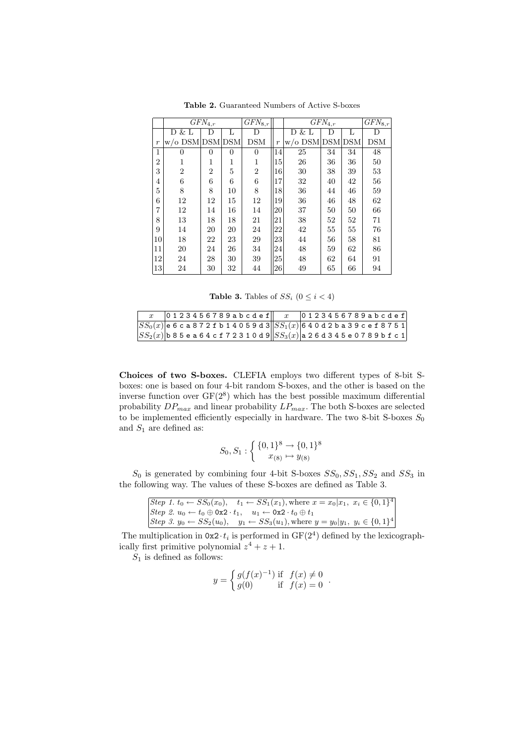**Table 2.** Guaranteed Numbers of Active S-boxes

| | $GFN_{4,r}$ | | | $GFN_{8,r}$ | | $GFN_{4,r}$ | | | $GFN_{8,r}$ |
|---|---|---|---|---|---|---|---|---|---|
| | D & L | D | L | D | | D & L | D | L | D |
| $r$ | w/o DSM | DSM | DSM | DSM | $r$ | w/o DSM | DSM | DSM | DSM |
| 1 | 0 | 0 | 0 | 0 | 14 | 25 | 34 | 34 | 48 |
| 2 | 1 | 1 | 1 | 1 | 15 | 26 | 36 | 36 | 50 |
| 3 | 2 | 2 | 5 | 2 | 16 | 30 | 38 | 39 | 53 |
| 4 | 6 | 6 | 6 | 6 | 17 | 32 | 40 | 42 | 56 |
| 5 | 8 | 8 | 10 | 8 | 18 | 36 | 44 | 46 | 59 |
| 6 | 12 | 12 | 15 | 12 | 19 | 36 | 46 | 48 | 62 |
| 7 | 12 | 14 | 16 | 14 | 20 | 37 | 50 | 50 | 66 |
| 8 | 13 | 18 | 18 | 21 | 21 | 38 | 52 | 52 | 71 |
| 9 | 14 | 20 | 20 | 24 | 22 | 42 | 55 | 55 | 76 |
| 10 | 18 | 22 | 23 | 29 | 23 | 44 | 56 | 58 | 81 |
| 11 | 20 | 24 | 26 | 34 | 24 | 48 | 59 | 62 | 86 |
| 12 | 24 | 28 | 30 | 39 | 25 | 48 | 62 | 64 | 91 |
| 13 | 24 | 30 | 32 | 44 | 26 | 49 | 65 | 66 | 94 |

**Table 3.** Tables of $SS_i$ $(0 \leq i < 4)$

| $x$ | 0 1 2 3 4 5 6 7 8 9 a b c d e f | $x$ | 0 1 2 3 4 5 6 7 8 9 a b c d e f |
|---|---|---|---|
| $SS_0(x)$ | e 6 c a 8 7 2 f b 1 4 0 5 9 d 3 | $SS_1(x)$ | 6 4 0 d 2 b a 3 9 c e f 8 7 5 1 |
| $SS_2(x)$ | b 8 5 e a 6 4 c f 7 2 3 1 0 d 9 | $SS_3(x)$ | a 2 6 d 3 4 5 e 0 7 8 9 b f c 1 |

**Choices of two S-boxes.** CLEFIA employs two different types of 8-bit S-boxes: one is based on four 4-bit random S-boxes, and the other is based on the inverse function over $\mathrm{GF}(2^8)$ which has the best possible maximum differential probability $DP_{max}$ and linear probability $LP_{max}$. The both S-boxes are selected to be implemented efficiently especially in hardware. The two 8-bit S-boxes $S_0$ and $S_1$ are defined as:

$$S_0, S_1 : \begin{cases} \{0,1\}^8 \rightarrow \{0,1\}^8 \\ \quad x_{(8)} \mapsto y_{(8)} \end{cases}$$

$S_0$ is generated by combining four 4-bit S-boxes $SS_0, SS_1, SS_2$ and $SS_3$ in the following way. The values of these S-boxes are defined as Table 3.

*Step 1.* $t_0 \leftarrow SS_0(x_0), \quad t_1 \leftarrow SS_1(x_1)$, where $x = x_0|x_1, \ x_i \in \{0,1\}^4$
*Step 2.* $u_0 \leftarrow t_0 \oplus \texttt{0x2} \cdot t_1, \quad u_1 \leftarrow \texttt{0x2} \cdot t_0 \oplus t_1$
*Step 3.* $y_0 \leftarrow SS_2(u_0), \quad y_1 \leftarrow SS_3(u_1)$, where $y = y_0|y_1, \ y_i \in \{0,1\}^4$

The multiplication in $\texttt{0x2} \cdot t_i$ is performed in $\mathrm{GF}(2^4)$ defined by the lexicographically first primitive polynomial $z^4 + z + 1$.

$S_1$ is defined as follows:

$$y = \begin{cases} g(f(x)^{-1}) & \text{if } \ f(x) \neq 0 \\ g(0) & \text{if } \ f(x) = 0 \end{cases} .$$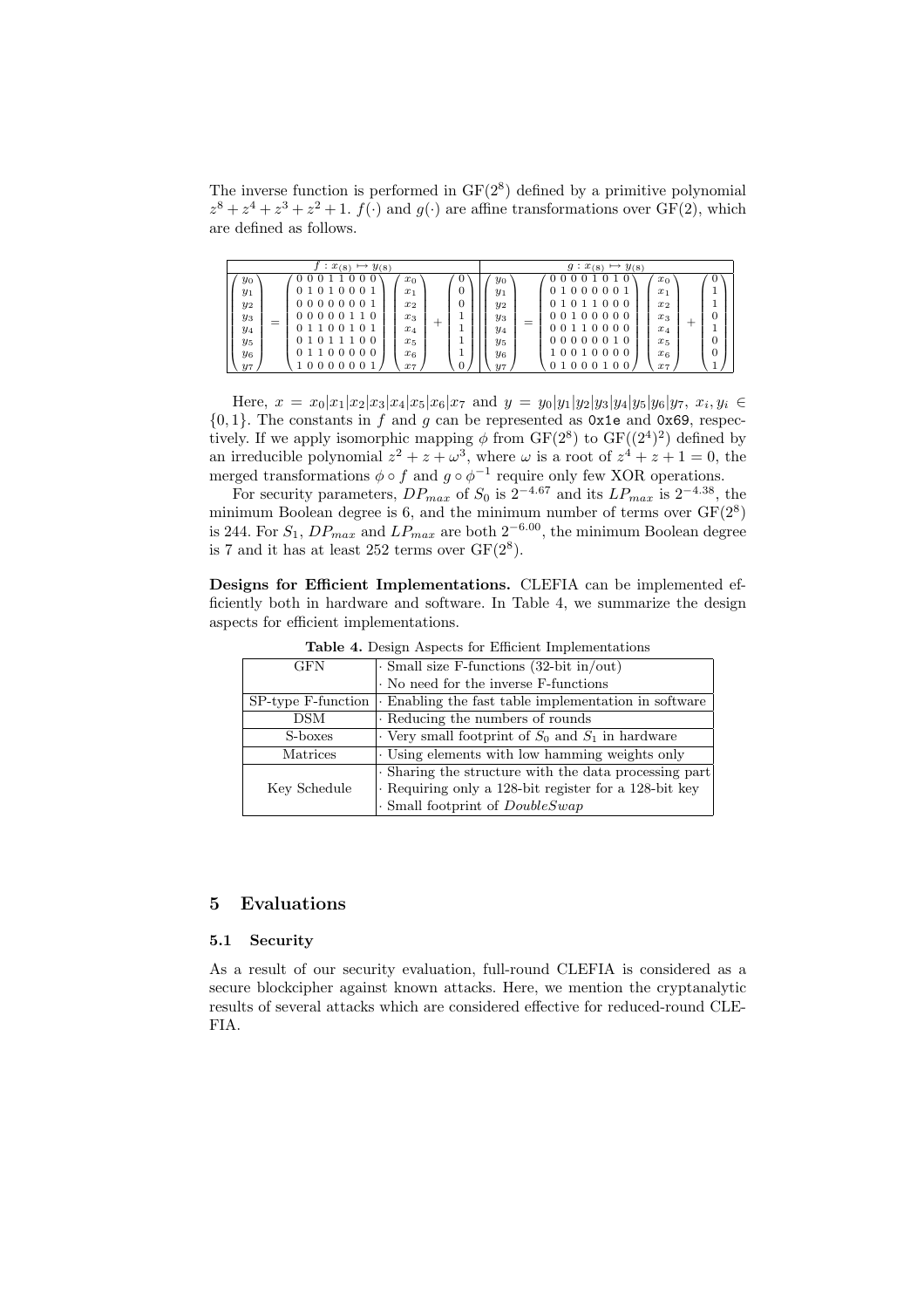The inverse function is performed in $\mathrm{GF}(2^8)$ defined by a primitive polynomial $z^8 + z^4 + z^3 + z^2 + 1$. $f(\cdot)$ and $g(\cdot)$ are affine transformations over $\mathrm{GF}(2)$, which are defined as follows.

| $f : x_{(8)} \mapsto y_{(8)}$ | $g : x_{(8)} \mapsto y_{(8)}$ |
|---|---|
| $$\begin{pmatrix} y_0 \\ y_1 \\ y_2 \\ y_3 \\ y_4 \\ y_5 \\ y_6 \\ y_7 \end{pmatrix} = \begin{pmatrix} 0&0&0&1&1&0&0&0 \\ 0&1&0&1&0&0&0&1 \\ 0&0&0&0&0&0&0&1 \\ 0&0&0&0&0&1&1&0 \\ 0&1&1&0&0&1&0&1 \\ 0&1&0&1&1&1&0&0 \\ 0&1&1&0&0&0&0&0 \\ 1&0&0&0&0&0&0&1 \end{pmatrix} \begin{pmatrix} x_0 \\ x_1 \\ x_2 \\ x_3 \\ x_4 \\ x_5 \\ x_6 \\ x_7 \end{pmatrix} + \begin{pmatrix} 0 \\ 0 \\ 0 \\ 1 \\ 1 \\ 1 \\ 1 \\ 0 \end{pmatrix}$$ | $$\begin{pmatrix} y_0 \\ y_1 \\ y_2 \\ y_3 \\ y_4 \\ y_5 \\ y_6 \\ y_7 \end{pmatrix} = \begin{pmatrix} 0&0&0&0&1&0&1&0 \\ 0&1&0&0&0&0&0&1 \\ 0&1&0&1&1&0&0&0 \\ 0&0&1&0&0&0&0&0 \\ 0&0&1&1&0&0&0&0 \\ 0&0&0&0&0&0&1&0 \\ 1&0&0&1&0&0&0&0 \\ 0&1&0&0&0&1&0&0 \end{pmatrix} \begin{pmatrix} x_0 \\ x_1 \\ x_2 \\ x_3 \\ x_4 \\ x_5 \\ x_6 \\ x_7 \end{pmatrix} + \begin{pmatrix} 0 \\ 1 \\ 1 \\ 0 \\ 1 \\ 0 \\ 0 \\ 1 \end{pmatrix}$$ |

Here, $x = x_0|x_1|x_2|x_3|x_4|x_5|x_6|x_7$ and $y = y_0|y_1|y_2|y_3|y_4|y_5|y_6|y_7$, $x_i, y_i \in \{0, 1\}$. The constants in $f$ and $g$ can be represented as `0x1e` and `0x69`, respectively. If we apply isomorphic mapping $\phi$ from $\mathrm{GF}(2^8)$ to $\mathrm{GF}((2^4)^2)$ defined by an irreducible polynomial $z^2 + z + \omega^3$, where $\omega$ is a root of $z^4 + z + 1 = 0$, the merged transformations $\phi \circ f$ and $g \circ \phi^{-1}$ require only few XOR operations.

For security parameters, $DP_{max}$ of $S_0$ is $2^{-4.67}$ and its $LP_{max}$ is $2^{-4.38}$, the minimum Boolean degree is 6, and the minimum number of terms over $\mathrm{GF}(2^8)$ is 244. For $S_1$, $DP_{max}$ and $LP_{max}$ are both $2^{-6.00}$, the minimum Boolean degree is 7 and it has at least 252 terms over $\mathrm{GF}(2^8)$.

**Designs for Efficient Implementations.** CLEFIA can be implemented efficiently both in hardware and software. In Table 4, we summarize the design aspects for efficient implementations.

**Table 4.** Design Aspects for Efficient Implementations

| | |
|---|---|
| GFN | · Small size F-functions (32-bit in/out) |
| | · No need for the inverse F-functions |
| SP-type F-function | · Enabling the fast table implementation in software |
| DSM | · Reducing the numbers of rounds |
| S-boxes | · Very small footprint of $S_0$ and $S_1$ in hardware |
| Matrices | · Using elements with low hamming weights only |
| Key Schedule | · Sharing the structure with the data processing part |
| | · Requiring only a 128-bit register for a 128-bit key |
| | · Small footprint of *DoubleSwap* |

## 5 Evaluations

### 5.1 Security

As a result of our security evaluation, full-round CLEFIA is considered as a secure blockcipher against known attacks. Here, we mention the cryptanalytic results of several attacks which are considered effective for reduced-round CLEFIA.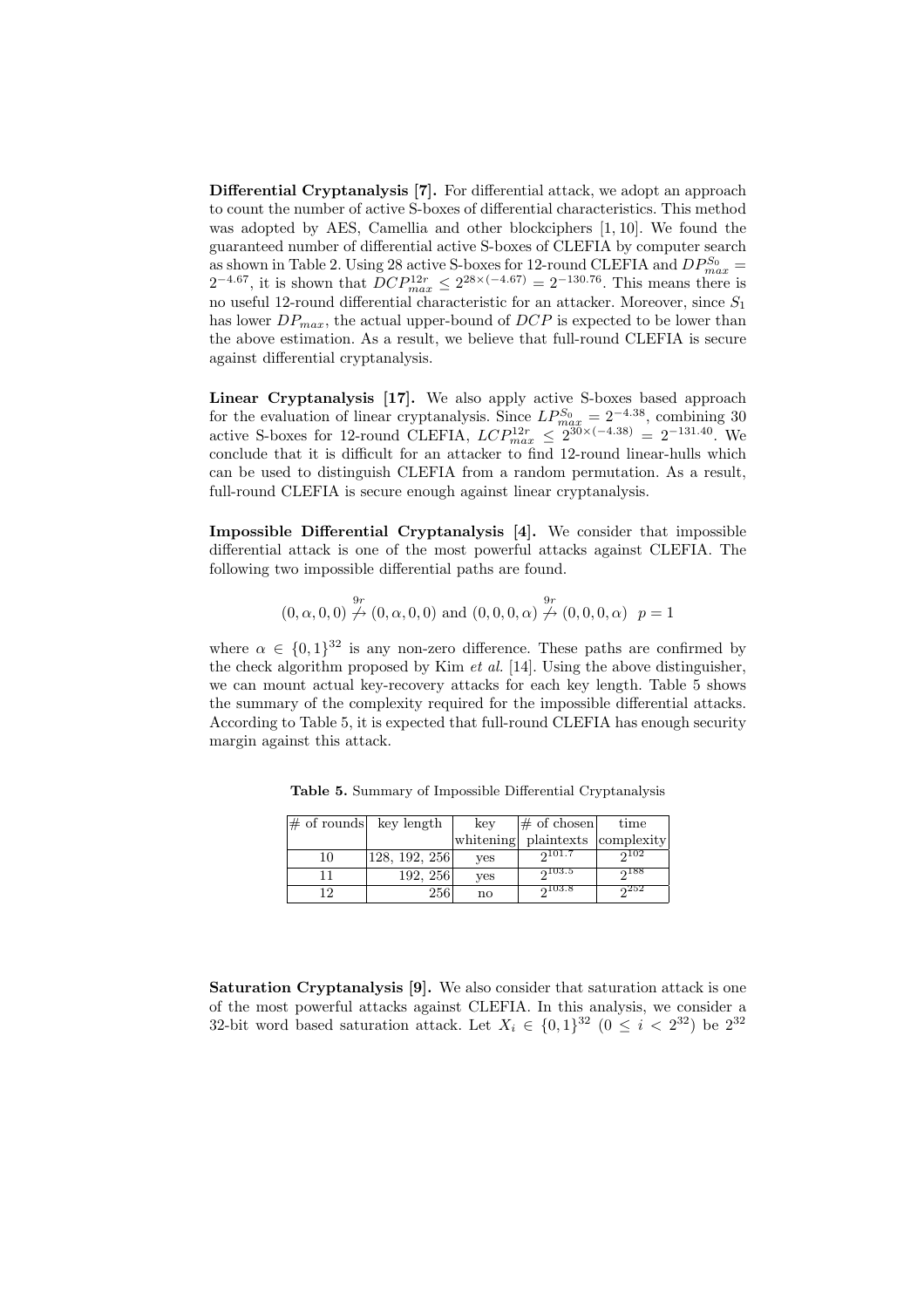**Differential Cryptanalysis [7].** For differential attack, we adopt an approach to count the number of active S-boxes of differential characteristics. This method was adopted by AES, Camellia and other blockciphers [1, 10]. We found the guaranteed number of differential active S-boxes of CLEFIA by computer search as shown in Table 2. Using 28 active S-boxes for 12-round CLEFIA and $DP^{S_0}_{max} = 2^{-4.67}$, it is shown that $DCP^{12r}_{max} \leq 2^{28\times(-4.67)} = 2^{-130.76}$. This means there is no useful 12-round differential characteristic for an attacker. Moreover, since $S_1$ has lower $DP_{max}$, the actual upper-bound of $DCP$ is expected to be lower than the above estimation. As a result, we believe that full-round CLEFIA is secure against differential cryptanalysis.

**Linear Cryptanalysis [17].** We also apply active S-boxes based approach for the evaluation of linear cryptanalysis. Since $LP^{S_0}_{max} = 2^{-4.38}$, combining 30 active S-boxes for 12-round CLEFIA, $LCP^{12r}_{max} \leq 2^{30\times(-4.38)} = 2^{-131.40}$. We conclude that it is difficult for an attacker to find 12-round linear-hulls which can be used to distinguish CLEFIA from a random permutation. As a result, full-round CLEFIA is secure enough against linear cryptanalysis.

**Impossible Differential Cryptanalysis [4].** We consider that impossible differential attack is one of the most powerful attacks against CLEFIA. The following two impossible differential paths are found.

$$(0, \alpha, 0, 0) \overset{9r}{\not\to} (0, \alpha, 0, 0) \text{ and } (0, 0, 0, \alpha) \overset{9r}{\not\to} (0, 0, 0, \alpha) \quad p = 1$$

where $\alpha \in \{0, 1\}^{32}$ is any non-zero difference. These paths are confirmed by the check algorithm proposed by Kim *et al.* [14]. Using the above distinguisher, we can mount actual key-recovery attacks for each key length. Table 5 shows the summary of the complexity required for the impossible differential attacks. According to Table 5, it is expected that full-round CLEFIA has enough security margin against this attack.

**Table 5.** Summary of Impossible Differential Cryptanalysis

| # of rounds | key length | key whitening | # of chosen plaintexts | time complexity |
|---|---|---|---|---|
| 10 | 128, 192, 256 | yes | $2^{101.7}$ | $2^{102}$ |
| 11 | 192, 256 | yes | $2^{103.5}$ | $2^{188}$ |
| 12 | 256 | no | $2^{103.8}$ | $2^{252}$ |

**Saturation Cryptanalysis [9].** We also consider that saturation attack is one of the most powerful attacks against CLEFIA. In this analysis, we consider a 32-bit word based saturation attack. Let $X_i \in \{0, 1\}^{32}$ $(0 \leq i < 2^{32})$ be $2^{32}$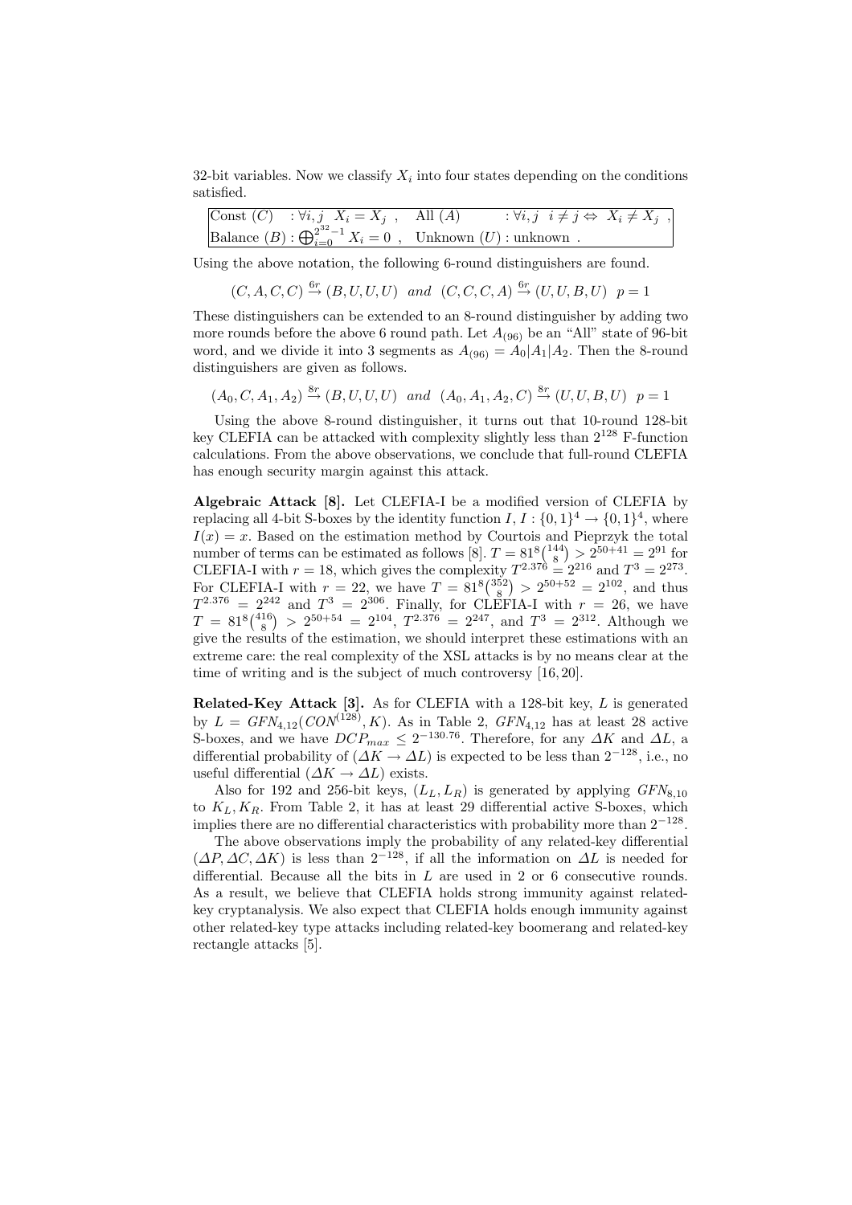32-bit variables. Now we classify $X_i$ into four states depending on the conditions satisfied.

| | |
|---|---|
| Const $(C)$ $: \forall i, j \;\; X_i = X_j$ , | All $(A)$ $: \forall i, j \;\; i \neq j \Leftrightarrow X_i \neq X_j$ , |
| Balance $(B)$ : $\bigoplus_{i=0}^{2^{32}-1} X_i = 0$ , | Unknown $(U)$ : unknown . |

Using the above notation, the following 6-round distinguishers are found.

$$(C, A, C, C) \xrightarrow{6r} (B, U, U, U) \;\; and \;\; (C, C, C, A) \xrightarrow{6r} (U, U, B, U) \;\; p = 1$$

These distinguishers can be extended to an 8-round distinguisher by adding two more rounds before the above 6 round path. Let $A_{(96)}$ be an "All" state of 96-bit word, and we divide it into 3 segments as $A_{(96)} = A_0|A_1|A_2$. Then the 8-round distinguishers are given as follows.

$$(A_0, C, A_1, A_2) \xrightarrow{8r} (B, U, U, U) \;\; and \;\; (A_0, A_1, A_2, C) \xrightarrow{8r} (U, U, B, U) \;\; p = 1$$

Using the above 8-round distinguisher, it turns out that 10-round 128-bit key CLEFIA can be attacked with complexity slightly less than $2^{128}$ F-function calculations. From the above observations, we conclude that full-round CLEFIA has enough security margin against this attack.

**Algebraic Attack [8].** Let CLEFIA-I be a modified version of CLEFIA by replacing all 4-bit S-boxes by the identity function $I$, $I : \{0,1\}^4 \rightarrow \{0,1\}^4$, where $I(x) = x$. Based on the estimation method by Courtois and Pieprzyk the total number of terms can be estimated as follows [8]. $T = 81^8\binom{144}{8} > 2^{50+41} = 2^{91}$ for CLEFIA-I with $r = 18$, which gives the complexity $T^{2.376} = 2^{216}$ and $T^3 = 2^{273}$. For CLEFIA-I with $r = 22$, we have $T = 81^8\binom{352}{8} > 2^{50+52} = 2^{102}$, and thus $T^{2.376} = 2^{242}$ and $T^3 = 2^{306}$. Finally, for CLEFIA-I with $r = 26$, we have $T = 81^8\binom{416}{8} > 2^{50+54} = 2^{104}$, $T^{2.376} = 2^{247}$, and $T^3 = 2^{312}$. Although we give the results of the estimation, we should interpret these estimations with an extreme care: the real complexity of the XSL attacks is by no means clear at the time of writing and is the subject of much controversy [16, 20].

**Related-Key Attack [3].** As for CLEFIA with a 128-bit key, $L$ is generated by $L = GFN_{4,12}(CON^{(128)}, K)$. As in Table 2, $GFN_{4,12}$ has at least 28 active S-boxes, and we have $DCP_{max} \leq 2^{-130.76}$. Therefore, for any $\Delta K$ and $\Delta L$, a differential probability of $(\Delta K \rightarrow \Delta L)$ is expected to be less than $2^{-128}$, i.e., no useful differential $(\Delta K \rightarrow \Delta L)$ exists.

Also for 192 and 256-bit keys, $(L_L, L_R)$ is generated by applying $GFN_{8,10}$ to $K_L, K_R$. From Table 2, it has at least 29 differential active S-boxes, which implies there are no differential characteristics with probability more than $2^{-128}$.

The above observations imply the probability of any related-key differential $(\Delta P, \Delta C, \Delta K)$ is less than $2^{-128}$, if all the information on $\Delta L$ is needed for differential. Because all the bits in $L$ are used in 2 or 6 consecutive rounds. As a result, we believe that CLEFIA holds strong immunity against related-key cryptanalysis. We also expect that CLEFIA holds enough immunity against other related-key type attacks including related-key boomerang and related-key rectangle attacks [5].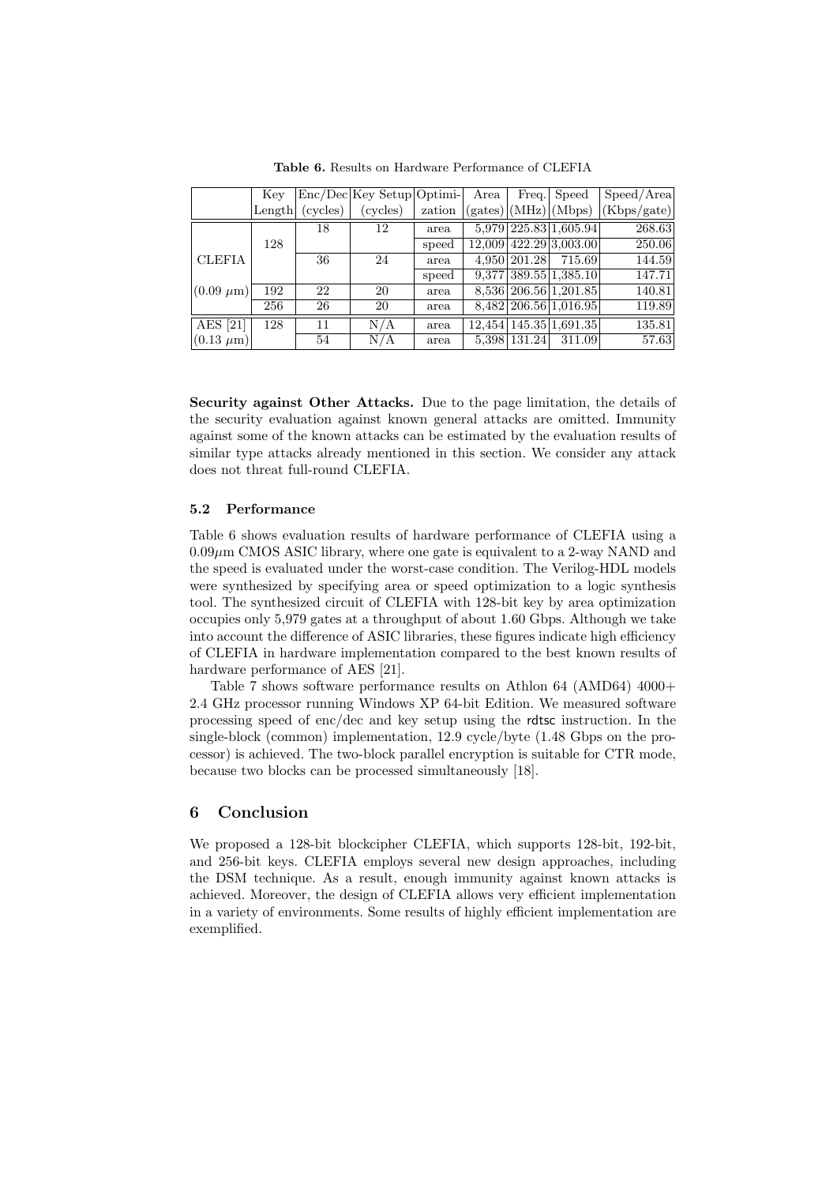**Table 6.** Results on Hardware Performance of CLEFIA

| | Key Length | Enc/Dec (cycles) | Key Setup (cycles) | Optimization | Area (gates) | Freq. (MHz) | Speed (Mbps) | Speed/Area (Kbps/gate) |
|---|---|---|---|---|---|---|---|---|
| CLEFIA | 128 | 18 | 12 | area | 5,979 | 225.83 | 1,605.94 | 268.63 |
| | | | | speed | 12,009 | 422.29 | 3,003.00 | 250.06 |
| | | 36 | 24 | area | 4,950 | 201.28 | 715.69 | 144.59 |
| | | | | speed | 9,377 | 389.55 | 1,385.10 | 147.71 |
| (0.09 $\mu$m) | 192 | 22 | 20 | area | 8,536 | 206.56 | 1,201.85 | 140.81 |
| | 256 | 26 | 20 | area | 8,482 | 206.56 | 1,016.95 | 119.89 |
| AES [21] | 128 | 11 | N/A | area | 12,454 | 145.35 | 1,691.35 | 135.81 |
| (0.13 $\mu$m) | | 54 | N/A | area | 5,398 | 131.24 | 311.09 | 57.63 |

**Security against Other Attacks.** Due to the page limitation, the details of the security evaluation against known general attacks are omitted. Immunity against some of the known attacks can be estimated by the evaluation results of similar type attacks already mentioned in this section. We consider any attack does not threat full-round CLEFIA.

### 5.2 Performance

Table 6 shows evaluation results of hardware performance of CLEFIA using a $0.09\mu$m CMOS ASIC library, where one gate is equivalent to a 2-way NAND and the speed is evaluated under the worst-case condition. The Verilog-HDL models were synthesized by specifying area or speed optimization to a logic synthesis tool. The synthesized circuit of CLEFIA with 128-bit key by area optimization occupies only 5,979 gates at a throughput of about 1.60 Gbps. Although we take into account the difference of ASIC libraries, these figures indicate high efficiency of CLEFIA in hardware implementation compared to the best known results of hardware performance of AES [21].

Table 7 shows software performance results on Athlon 64 (AMD64) 4000+ 2.4 GHz processor running Windows XP 64-bit Edition. We measured software processing speed of enc/dec and key setup using the rdtsc instruction. In the single-block (common) implementation, 12.9 cycle/byte (1.48 Gbps on the processor) is achieved. The two-block parallel encryption is suitable for CTR mode, because two blocks can be processed simultaneously [18].

## 6 Conclusion

We proposed a 128-bit blockcipher CLEFIA, which supports 128-bit, 192-bit, and 256-bit keys. CLEFIA employs several new design approaches, including the DSM technique. As a result, enough immunity against known attacks is achieved. Moreover, the design of CLEFIA allows very efficient implementation in a variety of environments. Some results of highly efficient implementation are exemplified.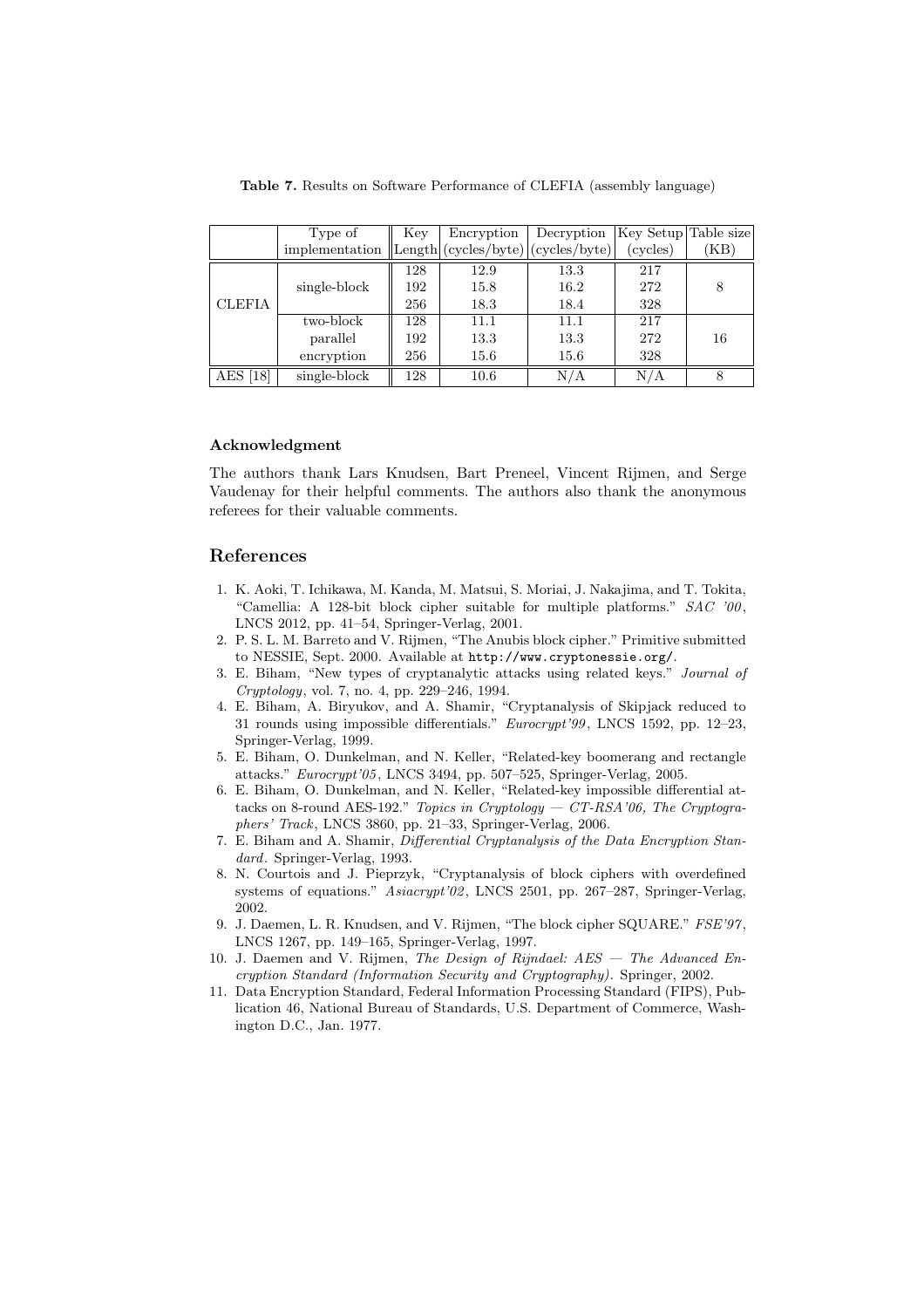**Table 7.** Results on Software Performance of CLEFIA (assembly language)

| | Type of implementation | Key Length | Encryption (cycles/byte) | Decryption (cycles/byte) | Key Setup (cycles) | Table size (KB) |
|---|---|---|---|---|---|---|
| CLEFIA | single-block | 128 | 12.9 | 13.3 | 217 | 8 |
| | | 192 | 15.8 | 16.2 | 272 | |
| | | 256 | 18.3 | 18.4 | 328 | |
| | two-block parallel encryption | 128 | 11.1 | 11.1 | 217 | 16 |
| | | 192 | 13.3 | 13.3 | 272 | |
| | | 256 | 15.6 | 15.6 | 328 | |
| AES [18] | single-block | 128 | 10.6 | N/A | N/A | 8 |

### Acknowledgment

The authors thank Lars Knudsen, Bart Preneel, Vincent Rijmen, and Serge Vaudenay for their helpful comments. The authors also thank the anonymous referees for their valuable comments.

## References

1. K. Aoki, T. Ichikawa, M. Kanda, M. Matsui, S. Moriai, J. Nakajima, and T. Tokita, "Camellia: A 128-bit block cipher suitable for multiple platforms." *SAC '00*, LNCS 2012, pp. 41–54, Springer-Verlag, 2001.
2. P. S. L. M. Barreto and V. Rijmen, "The Anubis block cipher." Primitive submitted to NESSIE, Sept. 2000. Available at `http://www.cryptonessie.org/`.
3. E. Biham, "New types of cryptanalytic attacks using related keys." *Journal of Cryptology*, vol. 7, no. 4, pp. 229–246, 1994.
4. E. Biham, A. Biryukov, and A. Shamir, "Cryptanalysis of Skipjack reduced to 31 rounds using impossible differentials." *Eurocrypt'99*, LNCS 1592, pp. 12–23, Springer-Verlag, 1999.
5. E. Biham, O. Dunkelman, and N. Keller, "Related-key boomerang and rectangle attacks." *Eurocrypt'05*, LNCS 3494, pp. 507–525, Springer-Verlag, 2005.
6. E. Biham, O. Dunkelman, and N. Keller, "Related-key impossible differential attacks on 8-round AES-192." *Topics in Cryptology — CT-RSA'06, The Cryptographers' Track*, LNCS 3860, pp. 21–33, Springer-Verlag, 2006.
7. E. Biham and A. Shamir, *Differential Cryptanalysis of the Data Encryption Standard*. Springer-Verlag, 1993.
8. N. Courtois and J. Pieprzyk, "Cryptanalysis of block ciphers with overdefined systems of equations." *Asiacrypt'02*, LNCS 2501, pp. 267–287, Springer-Verlag, 2002.
9. J. Daemen, L. R. Knudsen, and V. Rijmen, "The block cipher SQUARE." *FSE'97*, LNCS 1267, pp. 149–165, Springer-Verlag, 1997.
10. J. Daemen and V. Rijmen, *The Design of Rijndael: AES — The Advanced Encryption Standard (Information Security and Cryptography)*. Springer, 2002.
11. Data Encryption Standard, Federal Information Processing Standard (FIPS), Publication 46, National Bureau of Standards, U.S. Department of Commerce, Washington D.C., Jan. 1977.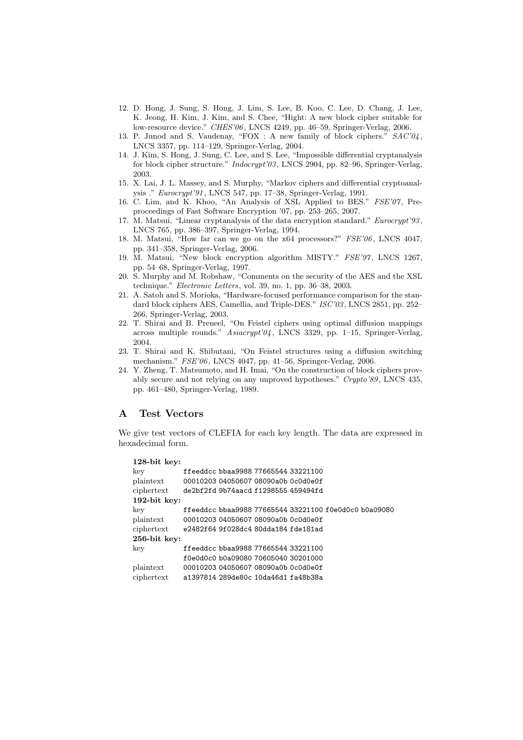12. D. Hong, J. Sung, S. Hong, J. Lim, S. Lee, B. Koo, C. Lee, D. Chang, J. Lee, K. Jeong, H. Kim, J. Kim, and S. Chee, "Hight: A new block cipher suitable for low-resource device." *CHES'06*, LNCS 4249, pp. 46–59, Springer-Verlag, 2006.
13. P. Junod and S. Vaudenay, "FOX : A new family of block ciphers." *SAC'04*, LNCS 3357, pp. 114–129, Springer-Verlag, 2004.
14. J. Kim, S. Hong, J. Sung, C. Lee, and S. Lee, "Impossible differential cryptanalysis for block cipher structure." *Indocrypt'03*, LNCS 2904, pp. 82–96, Springer-Verlag, 2003.
15. X. Lai, J. L. Massey, and S. Murphy, "Markov ciphers and differential cryptoanalysis ." *Eurocrypt'91*, LNCS 547, pp. 17–38, Springer-Verlag, 1991.
16. C. Lim, and K. Khoo, "An Analysis of XSL Applied to BES." *FSE'07*, Preproceedings of Fast Software Encryption '07, pp. 253–265, 2007.
17. M. Matsui, "Linear cryptanalysis of the data encryption standard." *Eurocrypt'93*, LNCS 765, pp. 386–397, Springer-Verlag, 1994.
18. M. Matsui, "How far can we go on the x64 processors?" *FSE'06*, LNCS 4047, pp. 341–358, Springer-Verlag, 2006.
19. M. Matsui, "New block encryption algorithm MISTY." *FSE'97*, LNCS 1267, pp. 54–68, Springer-Verlag, 1997.
20. S. Murphy and M. Robshaw, "Comments on the security of the AES and the XSL technique." *Electronic Letters*, vol. 39, no. 1, pp. 36–38, 2003.
21. A. Satoh and S. Morioka, "Hardware-focused performance comparison for the standard block ciphers AES, Camellia, and Triple-DES." *ISC'03*, LNCS 2851, pp. 252–266, Springer-Verlag, 2003.
22. T. Shirai and B. Preneel, "On Feistel ciphers using optimal diffusion mappings across multiple rounds." *Asiacrypt'04*, LNCS 3329, pp. 1–15, Springer-Verlag, 2004.
23. T. Shirai and K. Shibutani, "On Feistel structures using a diffusion switching mechanism." *FSE'06*, LNCS 4047, pp. 41–56, Springer-Verlag, 2006.
24. Y. Zheng, T. Matsumoto, and H. Imai, "On the construction of block ciphers provably secure and not relying on any unproved hypotheses." *Crypto'89*, LNCS 435, pp. 461–480, Springer-Verlag, 1989.

## A Test Vectors

We give test vectors of CLEFIA for each key length. The data are expressed in hexadecimal form.

**128-bit key:**

| | |
|---|---|
| key | `ffeeddcc bbaa9988 77665544 33221100` |
| plaintext | `00010203 04050607 08090a0b 0c0d0e0f` |
| ciphertext | `de2bf2fd 9b74aacd f1298555 459494fd` |

**192-bit key:**

| | |
|---|---|
| key | `ffeeddcc bbaa9988 77665544 33221100 f0e0d0c0 b0a09080` |
| plaintext | `00010203 04050607 08090a0b 0c0d0e0f` |
| ciphertext | `e2482f64 9f028dc4 80dda184 fde181ad` |

**256-bit key:**

| | |
|---|---|
| key | `ffeeddcc bbaa9988 77665544 33221100` |
| | `f0e0d0c0 b0a09080 70605040 30201000` |
| plaintext | `00010203 04050607 08090a0b 0c0d0e0f` |
| ciphertext | `a1397814 289de80c 10da46d1 fa48b38a` |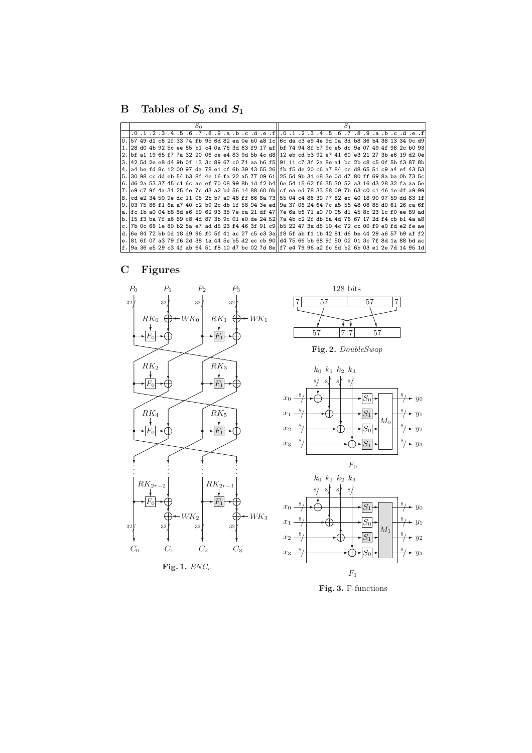## B Tables of $S_0$ and $S_1$

| | $S_0$ | | | | | | | | | | | | | | | | $S_1$ | | | | | | | | | | | | | | | |
|---|---|---|---|---|---|---|---|---|---|---|---|---|---|---|---|---|---|---|---|---|---|---|---|---|---|---|---|---|---|---|---|---|
| | .0 | .1 | .2 | .3 | .4 | .5 | .6 | .7 | .8 | .9 | .a | .b | .c | .d | .e | .f | .0 | .1 | .2 | .3 | .4 | .5 | .6 | .7 | .8 | .9 | .a | .b | .c | .d | .e | .f |
| 0. | 57 | 49 | d1 | c6 | 2f | 33 | 74 | fb | 95 | 6d | 82 | ea | 0e | b0 | a8 | 1c | 6c | da | c3 | e9 | 4e | 9d | 0a | 3d | b8 | 36 | b4 | 38 | 13 | 34 | 0c | d9 |
| 1. | 28 | d0 | 4b | 92 | 5c | ee | 85 | b1 | c4 | 0a | 76 | 3d | 63 | f9 | 17 | af | bf | 74 | 94 | 8f | b7 | 9c | e5 | dc | 9e | 07 | 49 | 4f | 98 | 2c | b0 | 93 |
| 2. | bf | a1 | 19 | 65 | f7 | 7a | 32 | 20 | 06 | ce | e4 | 83 | 9d | 5b | 4c | d8 | 12 | eb | cd | b3 | 92 | e7 | 41 | 60 | e3 | 21 | 27 | 3b | e6 | 19 | d2 | 0e |
| 3. | 42 | 5d | 2e | e8 | d4 | 9b | 0f | 13 | 3c | 89 | 67 | c0 | 71 | aa | b6 | f5 | 91 | 11 | c7 | 3f | 2a | 8e | a1 | bc | 2b | c8 | c5 | 0f | 5b | f3 | 87 | 8b |
| 4. | a4 | be | fd | 8c | 12 | 00 | 97 | da | 78 | e1 | cf | 6b | 39 | 43 | 55 | 26 | fb | f5 | de | 20 | c6 | a7 | 84 | ce | d8 | 65 | 51 | c9 | a4 | ef | 43 | 53 |
| 5. | 30 | 98 | cc | dd | eb | 54 | b3 | 8f | 4e | 16 | fa | 22 | a5 | 77 | 09 | 61 | 25 | 5d | 9b | 31 | e8 | 3e | 0d | d7 | 80 | ff | 69 | 8a | ba | 0b | 73 | 5c |
| 6. | d6 | 2a | 53 | 37 | 45 | c1 | 6c | ae | ef | 70 | 08 | 99 | 8b | 1d | f2 | b4 | 6e | 54 | 15 | 62 | f6 | 35 | 30 | 52 | a3 | 16 | d3 | 28 | 32 | fa | aa | 5e |
| 7. | e9 | c7 | 9f | 4a | 31 | 25 | fe | 7c | d3 | a2 | bd | 56 | 14 | 88 | 60 | 0b | cf | ea | ed | 78 | 33 | 58 | 09 | 7b | 63 | c0 | c1 | 46 | 1e | df | a9 | 99 |
| 8. | cd | e2 | 34 | 50 | 9e | dc | 11 | 05 | 2b | b7 | a9 | 48 | ff | 66 | 8a | 73 | 55 | 04 | c4 | 86 | 39 | 77 | 82 | ec | 40 | 18 | 90 | 97 | 59 | dd | 83 | 1f |
| 9. | 03 | 75 | 86 | f1 | 6a | a7 | 40 | c2 | b9 | 2c | db | 1f | 58 | 94 | 3e | ed | 9a | 37 | 06 | 24 | 64 | 7c | a5 | 56 | 48 | 08 | 85 | d0 | 61 | 26 | ca | 6f |
| a. | fc | 1b | a0 | 04 | b8 | 8d | e6 | 59 | 62 | 93 | 35 | 7e | ca | 21 | df | 47 | 7e | 6a | b6 | 71 | a0 | 70 | 05 | d1 | 45 | 8c | 23 | 1c | f0 | ee | 89 | ad |
| b. | 15 | f3 | ba | 7f | a6 | 69 | c8 | 4d | 87 | 3b | 9c | 01 | e0 | de | 24 | 52 | 7a | 4b | c2 | 2f | db | 5a | 4d | 76 | 67 | 17 | 2d | f4 | cb | b1 | 4a | a8 |
| c. | 7b | 0c | 68 | 1e | 80 | b2 | 5a | e7 | ad | d5 | 23 | f4 | 46 | 3f | 91 | c9 | b5 | 22 | 47 | 3a | d5 | 10 | 4c | 72 | cc | 00 | f9 | e0 | fd | e2 | fe | ae |
| d. | 6e | 84 | 72 | bb | 0d | 18 | d9 | 96 | f0 | 5f | 41 | ac | 27 | c5 | e3 | 3a | f8 | 5f | ab | f1 | 1b | 42 | 81 | d6 | be | 44 | 29 | a6 | 57 | b9 | af | f2 |
| e. | 81 | 6f | 07 | a3 | 79 | f6 | 2d | 38 | 1a | 44 | 5e | b5 | d2 | ec | cb | 90 | d4 | 75 | 66 | bb | 68 | 9f | 50 | 02 | 01 | 3c | 7f | 8d | 1a | 88 | bd | ac |
| f. | 9a | 36 | e5 | 29 | c3 | 4f | ab | 64 | 51 | f8 | 10 | d7 | bc | 02 | 7d | 8e | f7 | e4 | 79 | 96 | a2 | fc | 6d | b2 | 6b | 03 | e1 | 2e | 7d | 14 | 95 | 1d |

## C Figures

**Fig. 1.** $ENC_r$

**Fig. 2.** *DoubleSwap*

**Fig. 3.** F-functions